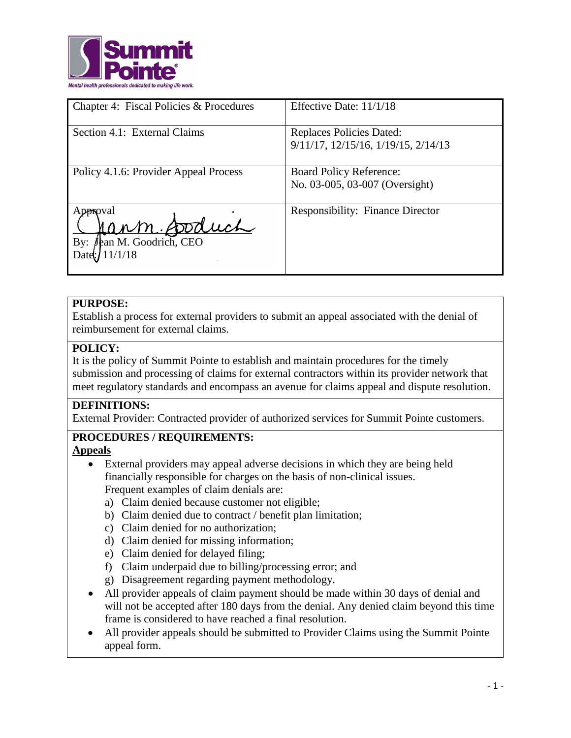Summit Pointe
Mental health professionals dedicated to making life work.

| Chapter 4: Fiscal Policies & Procedures | Effective Date: 11/1/18 |
|---|---|
| Section 4.1: External Claims | Replaces Policies Dated: 9/11/17, 12/15/16, 1/19/15, 2/14/13 |
| Policy 4.1.6: Provider Appeal Process | Board Policy Reference: No. 03-005, 03-007 (Oversight) |
| Approval<br>By: Jean M. Goodrich, CEO<br>Date: 11/1/18 | Responsibility: Finance Director |

**PURPOSE:**
Establish a process for external providers to submit an appeal associated with the denial of reimbursement for external claims.

**POLICY:**
It is the policy of Summit Pointe to establish and maintain procedures for the timely submission and processing of claims for external contractors within its provider network that meet regulatory standards and encompass an avenue for claims appeal and dispute resolution.

**DEFINITIONS:**
External Provider: Contracted provider of authorized services for Summit Pointe customers.

**PROCEDURES / REQUIREMENTS:**

**Appeals**

- External providers may appeal adverse decisions in which they are being held financially responsible for charges on the basis of non-clinical issues. Frequent examples of claim denials are:
  a) Claim denied because customer not eligible;
  b) Claim denied due to contract / benefit plan limitation;
  c) Claim denied for no authorization;
  d) Claim denied for missing information;
  e) Claim denied for delayed filing;
  f) Claim underpaid due to billing/processing error; and
  g) Disagreement regarding payment methodology.
- All provider appeals of claim payment should be made within 30 days of denial and will not be accepted after 180 days from the denial. Any denied claim beyond this time frame is considered to have reached a final resolution.
- All provider appeals should be submitted to Provider Claims using the Summit Pointe appeal form.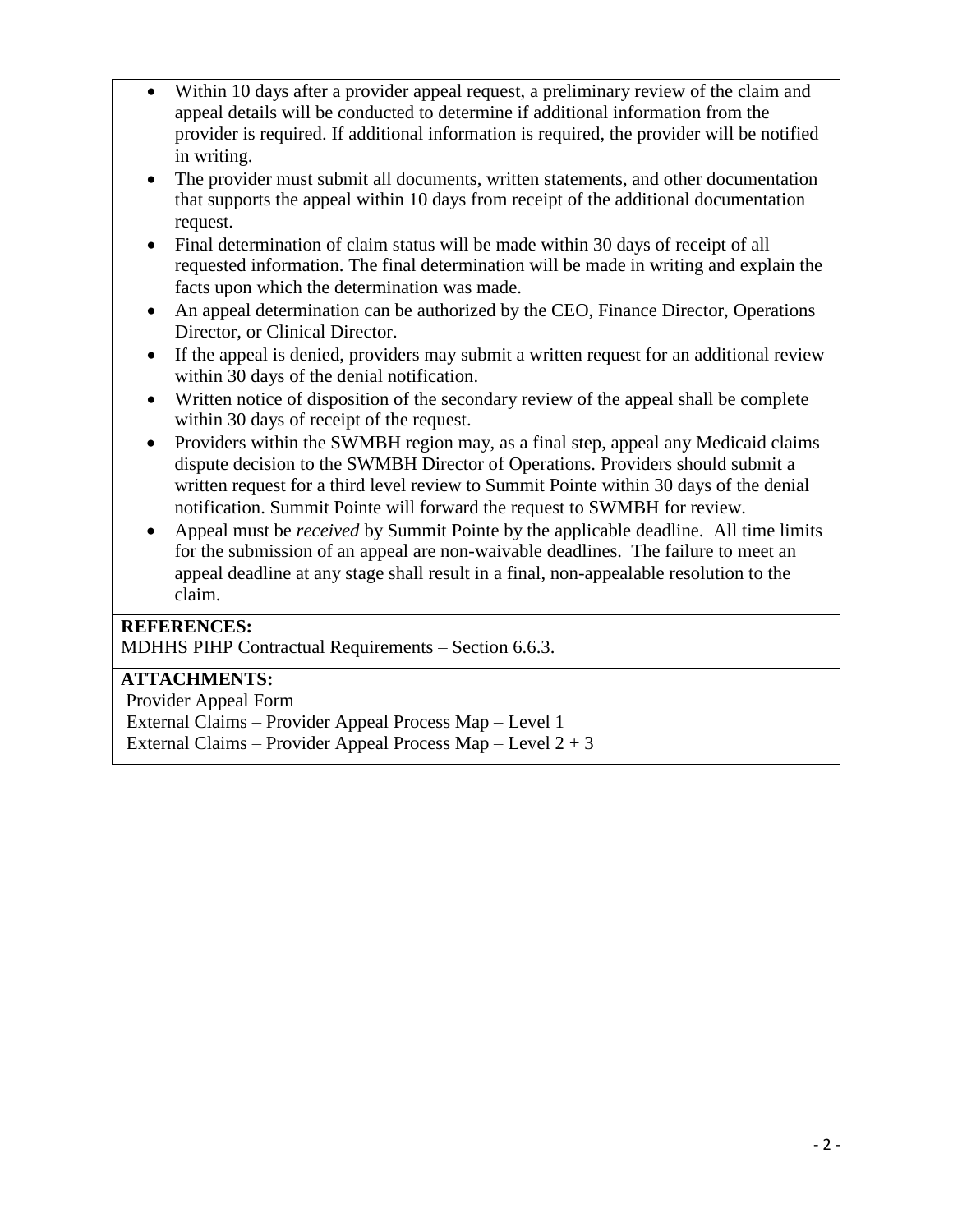- Within 10 days after a provider appeal request, a preliminary review of the claim and appeal details will be conducted to determine if additional information from the provider is required. If additional information is required, the provider will be notified in writing.
- The provider must submit all documents, written statements, and other documentation that supports the appeal within 10 days from receipt of the additional documentation request.
- Final determination of claim status will be made within 30 days of receipt of all requested information. The final determination will be made in writing and explain the facts upon which the determination was made.
- An appeal determination can be authorized by the CEO, Finance Director, Operations Director, or Clinical Director.
- If the appeal is denied, providers may submit a written request for an additional review within 30 days of the denial notification.
- Written notice of disposition of the secondary review of the appeal shall be complete within 30 days of receipt of the request.
- Providers within the SWMBH region may, as a final step, appeal any Medicaid claims dispute decision to the SWMBH Director of Operations. Providers should submit a written request for a third level review to Summit Pointe within 30 days of the denial notification. Summit Pointe will forward the request to SWMBH for review.
- Appeal must be *received* by Summit Pointe by the applicable deadline. All time limits for the submission of an appeal are non-waivable deadlines. The failure to meet an appeal deadline at any stage shall result in a final, non-appealable resolution to the claim.

**REFERENCES:**
MDHHS PIHP Contractual Requirements – Section 6.6.3.

**ATTACHMENTS:**
Provider Appeal Form
External Claims – Provider Appeal Process Map – Level 1
External Claims – Provider Appeal Process Map – Level 2 + 3